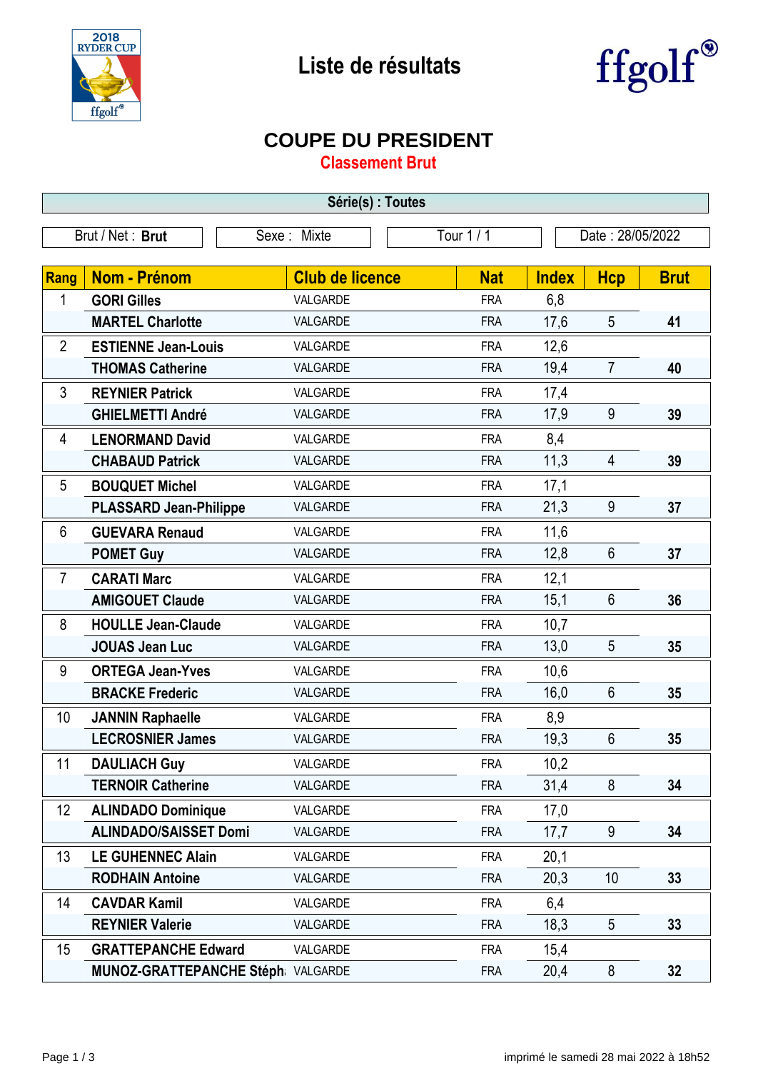# Liste de résultats

## COUPE DU PRESIDENT

### Classement Brut

| Série(s) : Toutes |
|---|

| Brut / Net : **Brut** | Sexe : Mixte | Tour 1 / 1 | Date : 28/05/2022 |
|---|---|---|---|

| Rang | Nom - Prénom | Club de licence | Nat | Index | Hcp | Brut |
|---|---|---|---|---|---|---|
| 1 | **GORI Gilles** | VALGARDE | FRA | 6,8 | | |
| | **MARTEL Charlotte** | VALGARDE | FRA | 17,6 | 5 | **41** |
| 2 | **ESTIENNE Jean-Louis** | VALGARDE | FRA | 12,6 | | |
| | **THOMAS Catherine** | VALGARDE | FRA | 19,4 | 7 | **40** |
| 3 | **REYNIER Patrick** | VALGARDE | FRA | 17,4 | | |
| | **GHIELMETTI André** | VALGARDE | FRA | 17,9 | 9 | **39** |
| 4 | **LENORMAND David** | VALGARDE | FRA | 8,4 | | |
| | **CHABAUD Patrick** | VALGARDE | FRA | 11,3 | 4 | **39** |
| 5 | **BOUQUET Michel** | VALGARDE | FRA | 17,1 | | |
| | **PLASSARD Jean-Philippe** | VALGARDE | FRA | 21,3 | 9 | **37** |
| 6 | **GUEVARA Renaud** | VALGARDE | FRA | 11,6 | | |
| | **POMET Guy** | VALGARDE | FRA | 12,8 | 6 | **37** |
| 7 | **CARATI Marc** | VALGARDE | FRA | 12,1 | | |
| | **AMIGOUET Claude** | VALGARDE | FRA | 15,1 | 6 | **36** |
| 8 | **HOULLE Jean-Claude** | VALGARDE | FRA | 10,7 | | |
| | **JOUAS Jean Luc** | VALGARDE | FRA | 13,0 | 5 | **35** |
| 9 | **ORTEGA Jean-Yves** | VALGARDE | FRA | 10,6 | | |
| | **BRACKE Frederic** | VALGARDE | FRA | 16,0 | 6 | **35** |
| 10 | **JANNIN Raphaelle** | VALGARDE | FRA | 8,9 | | |
| | **LECROSNIER James** | VALGARDE | FRA | 19,3 | 6 | **35** |
| 11 | **DAULIACH Guy** | VALGARDE | FRA | 10,2 | | |
| | **TERNOIR Catherine** | VALGARDE | FRA | 31,4 | 8 | **34** |
| 12 | **ALINDADO Dominique** | VALGARDE | FRA | 17,0 | | |
| | **ALINDADO/SAISSET Domi** | VALGARDE | FRA | 17,7 | 9 | **34** |
| 13 | **LE GUHENNEC Alain** | VALGARDE | FRA | 20,1 | | |
| | **RODHAIN Antoine** | VALGARDE | FRA | 20,3 | 10 | **33** |
| 14 | **CAVDAR Kamil** | VALGARDE | FRA | 6,4 | | |
| | **REYNIER Valerie** | VALGARDE | FRA | 18,3 | 5 | **33** |
| 15 | **GRATTEPANCHE Edward** | VALGARDE | FRA | 15,4 | | |
| | **MUNOZ-GRATTEPANCHE Stéph** | VALGARDE | FRA | 20,4 | 8 | **32** |

imprimé le samedi 28 mai 2022 à 18h52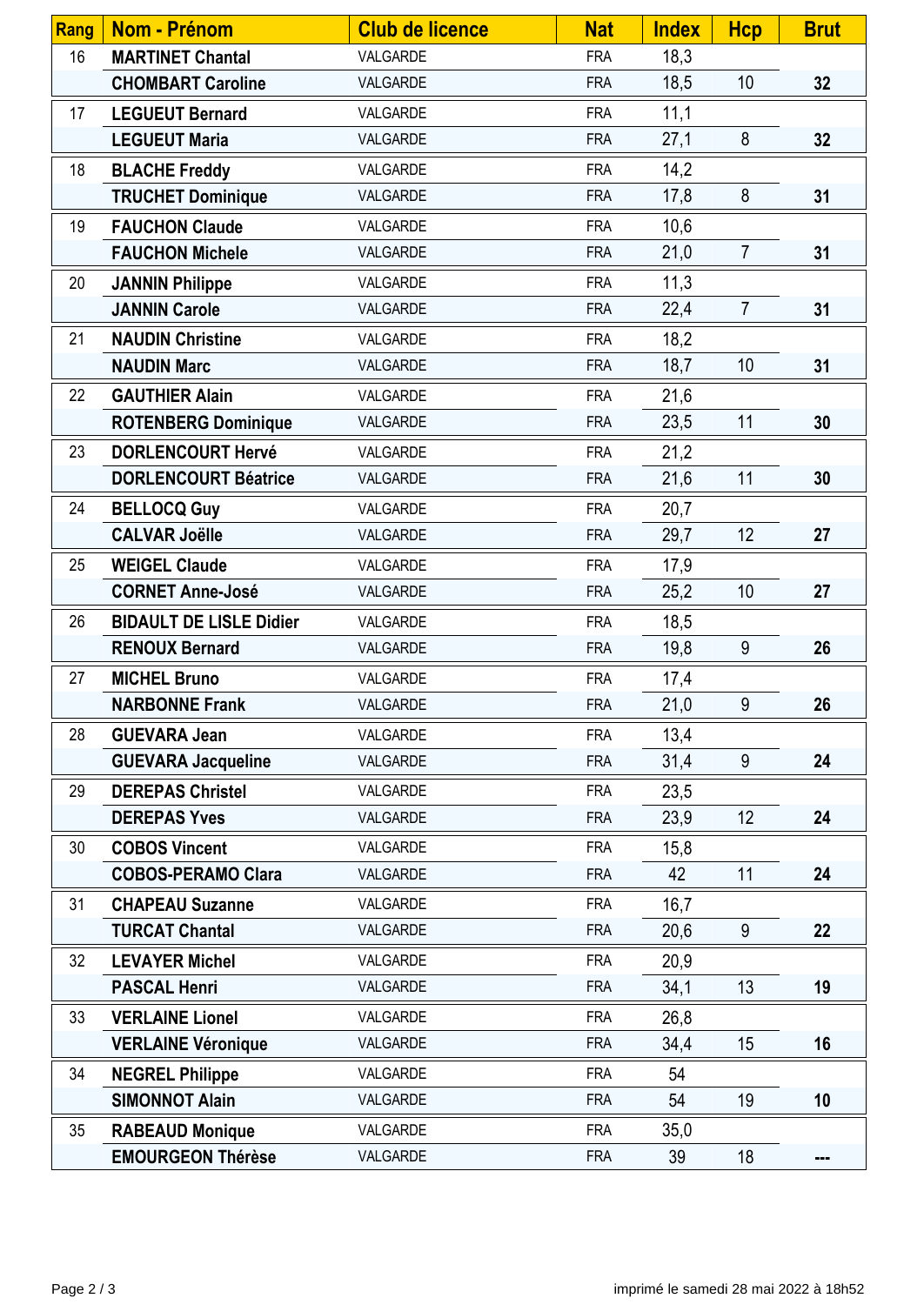| Rang | Nom - Prénom | Club de licence | Nat | Index | Hcp | Brut |
|---|---|---|---|---|---|---|
| 16 | **MARTINET Chantal** | VALGARDE | FRA | 18,3 | | |
| | **CHOMBART Caroline** | VALGARDE | FRA | 18,5 | 10 | **32** |
| 17 | **LEGUEUT Bernard** | VALGARDE | FRA | 11,1 | | |
| | **LEGUEUT Maria** | VALGARDE | FRA | 27,1 | 8 | **32** |
| 18 | **BLACHE Freddy** | VALGARDE | FRA | 14,2 | | |
| | **TRUCHET Dominique** | VALGARDE | FRA | 17,8 | 8 | **31** |
| 19 | **FAUCHON Claude** | VALGARDE | FRA | 10,6 | | |
| | **FAUCHON Michele** | VALGARDE | FRA | 21,0 | 7 | **31** |
| 20 | **JANNIN Philippe** | VALGARDE | FRA | 11,3 | | |
| | **JANNIN Carole** | VALGARDE | FRA | 22,4 | 7 | **31** |
| 21 | **NAUDIN Christine** | VALGARDE | FRA | 18,2 | | |
| | **NAUDIN Marc** | VALGARDE | FRA | 18,7 | 10 | **31** |
| 22 | **GAUTHIER Alain** | VALGARDE | FRA | 21,6 | | |
| | **ROTENBERG Dominique** | VALGARDE | FRA | 23,5 | 11 | **30** |
| 23 | **DORLENCOURT Hervé** | VALGARDE | FRA | 21,2 | | |
| | **DORLENCOURT Béatrice** | VALGARDE | FRA | 21,6 | 11 | **30** |
| 24 | **BELLOCQ Guy** | VALGARDE | FRA | 20,7 | | |
| | **CALVAR Joëlle** | VALGARDE | FRA | 29,7 | 12 | **27** |
| 25 | **WEIGEL Claude** | VALGARDE | FRA | 17,9 | | |
| | **CORNET Anne-José** | VALGARDE | FRA | 25,2 | 10 | **27** |
| 26 | **BIDAULT DE LISLE Didier** | VALGARDE | FRA | 18,5 | | |
| | **RENOUX Bernard** | VALGARDE | FRA | 19,8 | 9 | **26** |
| 27 | **MICHEL Bruno** | VALGARDE | FRA | 17,4 | | |
| | **NARBONNE Frank** | VALGARDE | FRA | 21,0 | 9 | **26** |
| 28 | **GUEVARA Jean** | VALGARDE | FRA | 13,4 | | |
| | **GUEVARA Jacqueline** | VALGARDE | FRA | 31,4 | 9 | **24** |
| 29 | **DEREPAS Christel** | VALGARDE | FRA | 23,5 | | |
| | **DEREPAS Yves** | VALGARDE | FRA | 23,9 | 12 | **24** |
| 30 | **COBOS Vincent** | VALGARDE | FRA | 15,8 | | |
| | **COBOS-PERAMO Clara** | VALGARDE | FRA | 42 | 11 | **24** |
| 31 | **CHAPEAU Suzanne** | VALGARDE | FRA | 16,7 | | |
| | **TURCAT Chantal** | VALGARDE | FRA | 20,6 | 9 | **22** |
| 32 | **LEVAYER Michel** | VALGARDE | FRA | 20,9 | | |
| | **PASCAL Henri** | VALGARDE | FRA | 34,1 | 13 | **19** |
| 33 | **VERLAINE Lionel** | VALGARDE | FRA | 26,8 | | |
| | **VERLAINE Véronique** | VALGARDE | FRA | 34,4 | 15 | **16** |
| 34 | **NEGREL Philippe** | VALGARDE | FRA | 54 | | |
| | **SIMONNOT Alain** | VALGARDE | FRA | 54 | 19 | **10** |
| 35 | **RABEAUD Monique** | VALGARDE | FRA | 35,0 | | |
| | **EMOURGEON Thérèse** | VALGARDE | FRA | 39 | 18 | **---** |

imprimé le samedi 28 mai 2022 à 18h52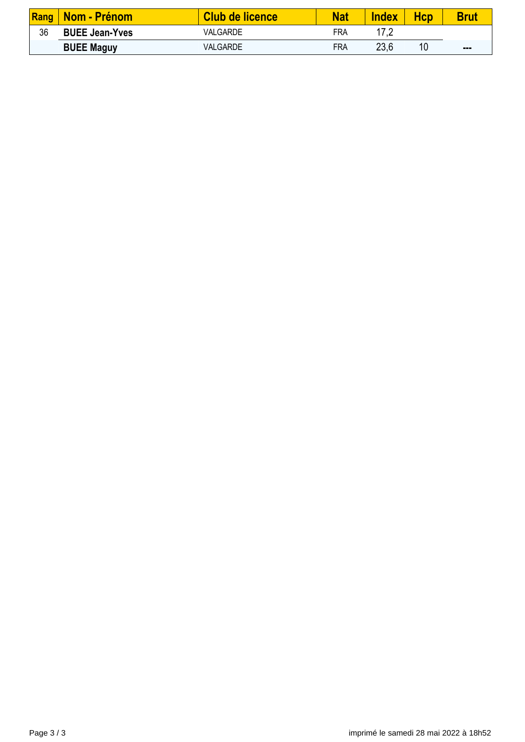| Rang | Nom - Prénom | Club de licence | Nat | Index | Hcp | Brut |
|---|---|---|---|---|---|---|
| 36 | **BUEE Jean-Yves** | VALGARDE | FRA | 17,2 | | |
| | **BUEE Maguy** | VALGARDE | FRA | 23,6 | 10 | --- |

imprimé le samedi 28 mai 2022 à 18h52